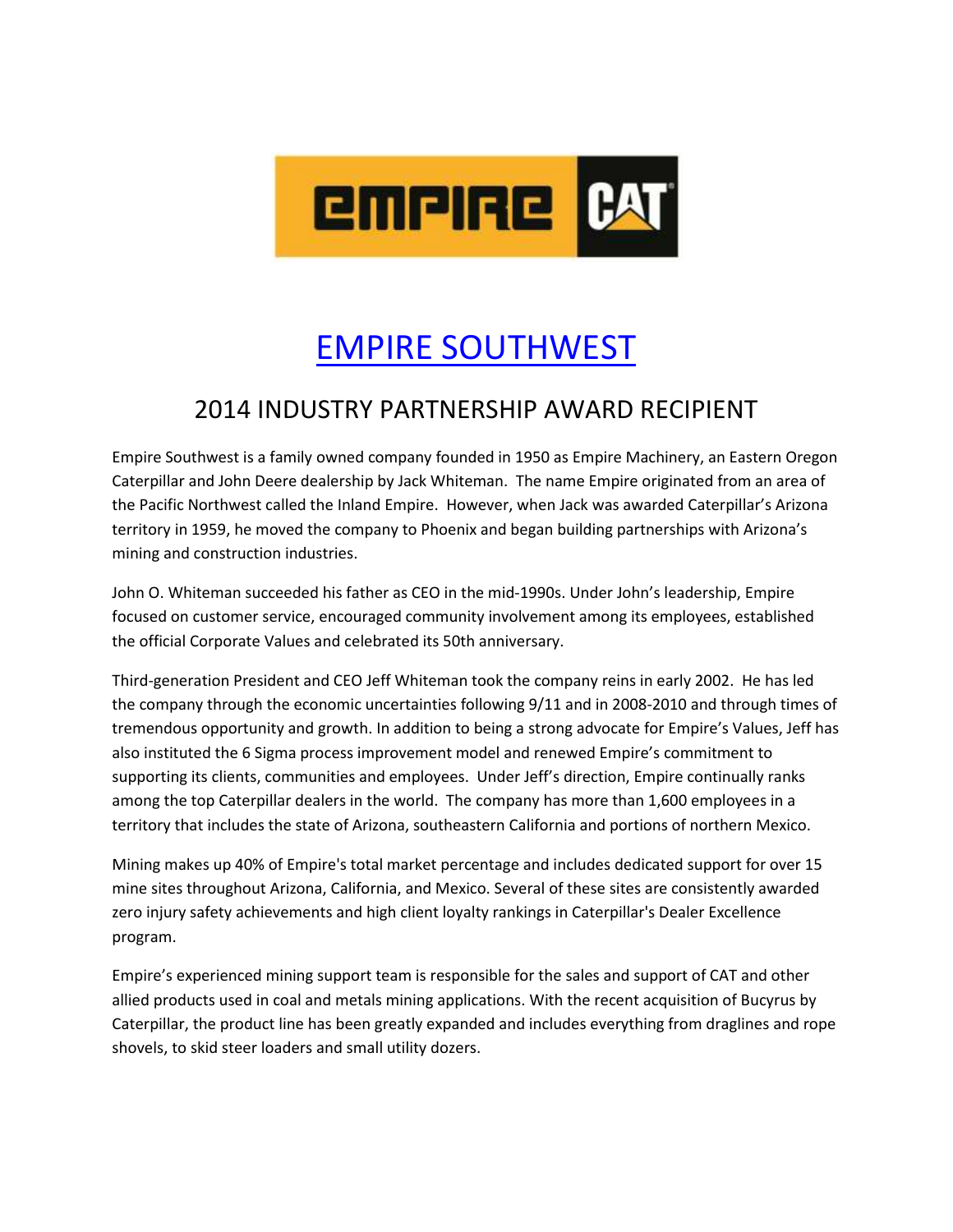# EMPIRE SOUTHWEST

## 2014 INDUSTRY PARTNERSHIP AWARD RECIPIENT

Empire Southwest is a family owned company founded in 1950 as Empire Machinery, an Eastern Oregon Caterpillar and John Deere dealership by Jack Whiteman. The name Empire originated from an area of the Pacific Northwest called the Inland Empire. However, when Jack was awarded Caterpillar's Arizona territory in 1959, he moved the company to Phoenix and began building partnerships with Arizona's mining and construction industries.

John O. Whiteman succeeded his father as CEO in the mid-1990s. Under John's leadership, Empire focused on customer service, encouraged community involvement among its employees, established the official Corporate Values and celebrated its 50th anniversary.

Third-generation President and CEO Jeff Whiteman took the company reins in early 2002. He has led the company through the economic uncertainties following 9/11 and in 2008-2010 and through times of tremendous opportunity and growth. In addition to being a strong advocate for Empire's Values, Jeff has also instituted the 6 Sigma process improvement model and renewed Empire's commitment to supporting its clients, communities and employees. Under Jeff's direction, Empire continually ranks among the top Caterpillar dealers in the world. The company has more than 1,600 employees in a territory that includes the state of Arizona, southeastern California and portions of northern Mexico.

Mining makes up 40% of Empire's total market percentage and includes dedicated support for over 15 mine sites throughout Arizona, California, and Mexico. Several of these sites are consistently awarded zero injury safety achievements and high client loyalty rankings in Caterpillar's Dealer Excellence program.

Empire's experienced mining support team is responsible for the sales and support of CAT and other allied products used in coal and metals mining applications. With the recent acquisition of Bucyrus by Caterpillar, the product line has been greatly expanded and includes everything from draglines and rope shovels, to skid steer loaders and small utility dozers.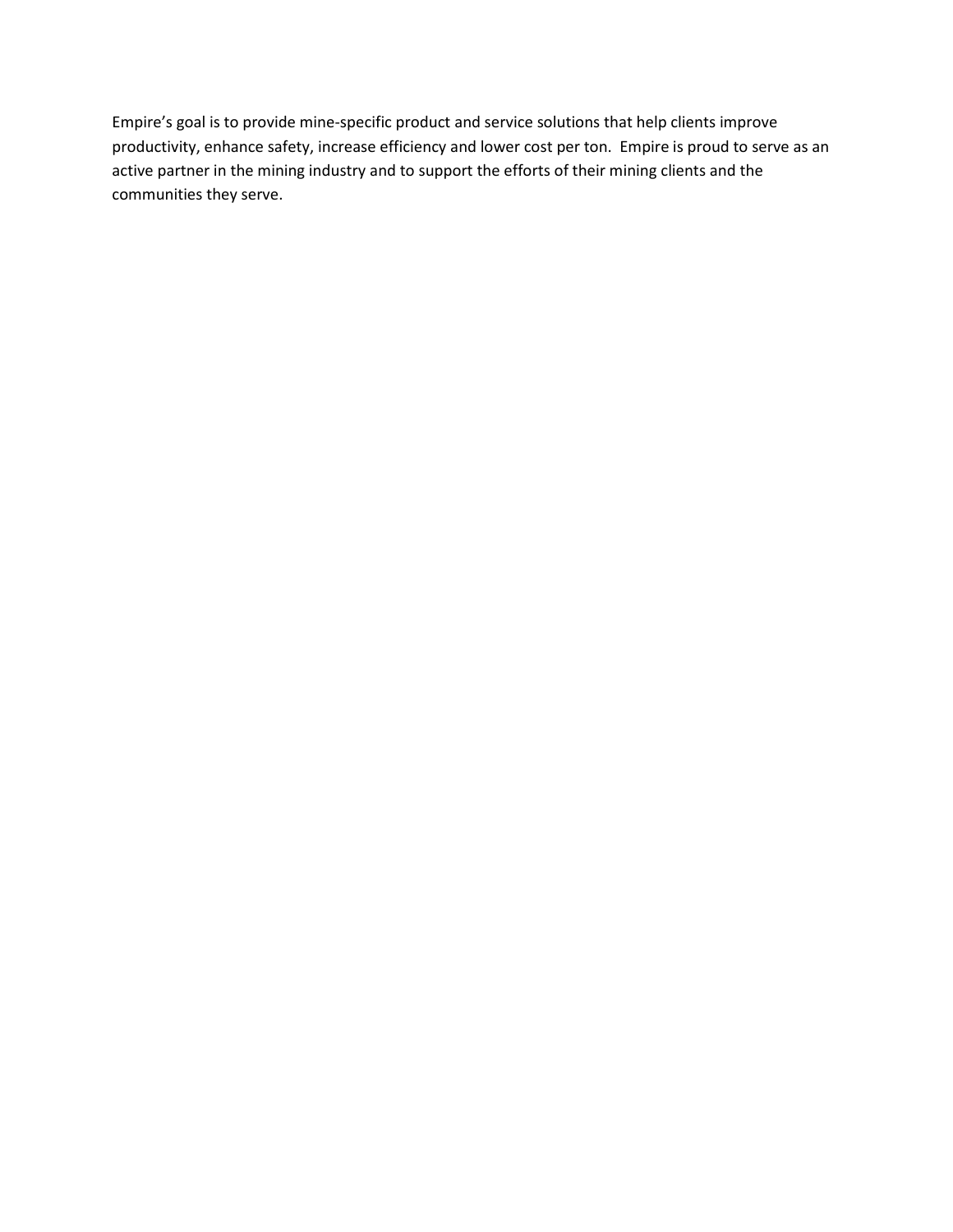Empire's goal is to provide mine-specific product and service solutions that help clients improve productivity, enhance safety, increase efficiency and lower cost per ton. Empire is proud to serve as an active partner in the mining industry and to support the efforts of their mining clients and the communities they serve.